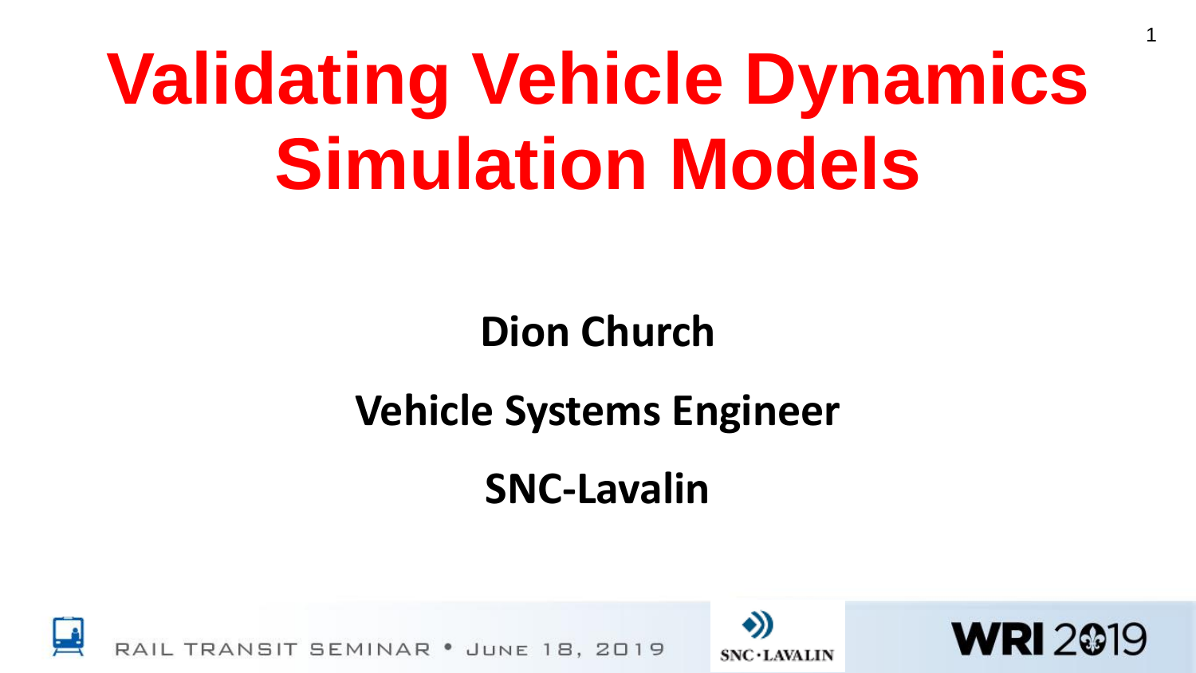# Validating Vehicle Dynamics Simulation Models

**Dion Church**

**Vehicle Systems Engineer**

**SNC-Lavalin**

RAIL TRANSIT SEMINAR • JUNE 18, 2019

SNC·LAVALIN

WRI 2019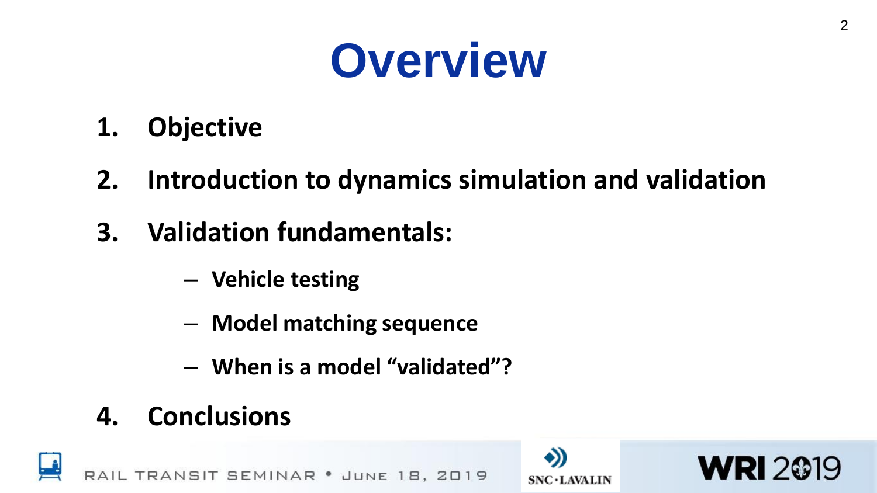# Overview

1. **Objective**
2. **Introduction to dynamics simulation and validation**
3. **Validation fundamentals:**
   - **Vehicle testing**
   - **Model matching sequence**
   - **When is a model "validated"?**
4. **Conclusions**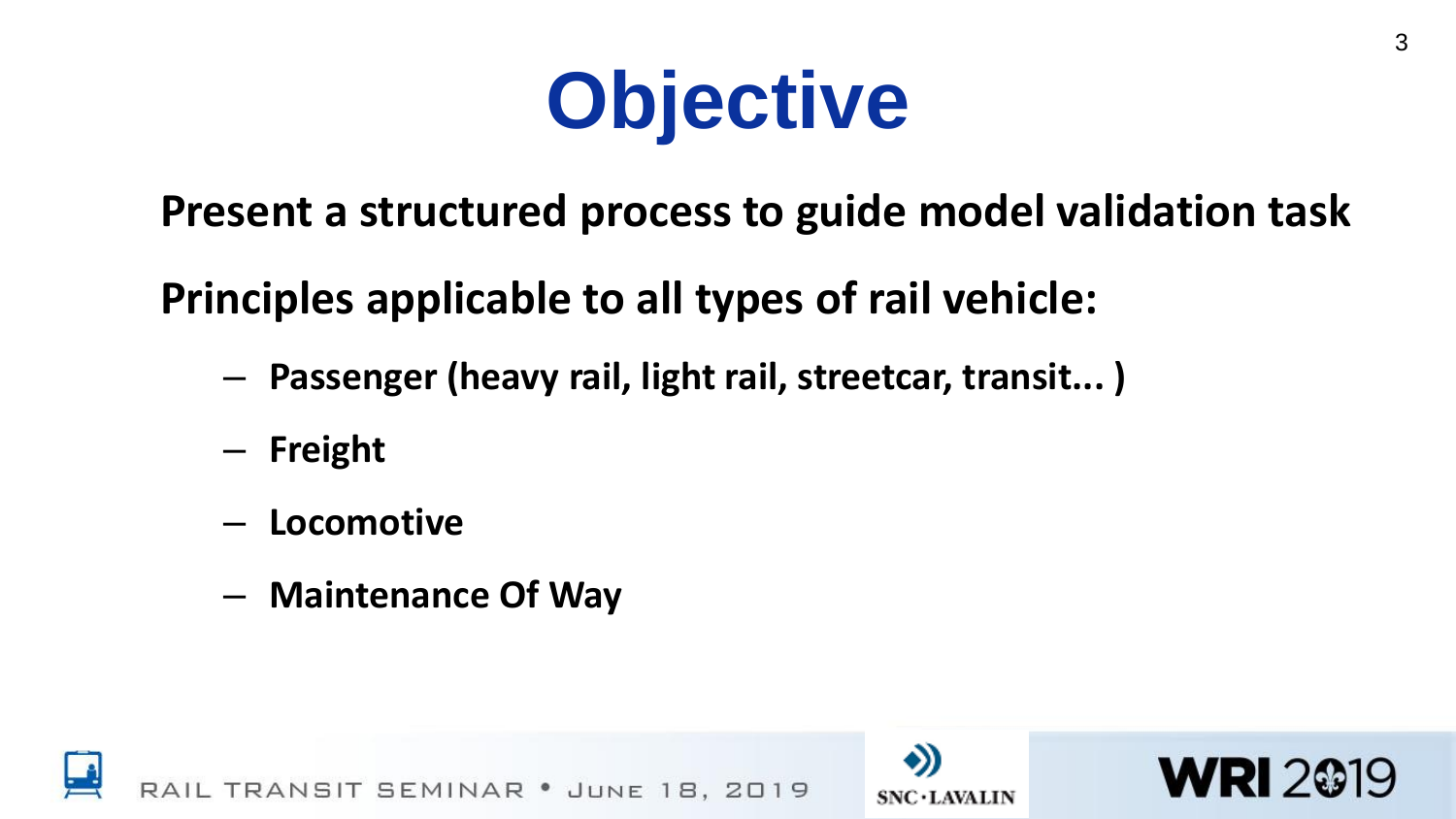# Objective

**Present a structured process to guide model validation task**

**Principles applicable to all types of rail vehicle:**

- **Passenger (heavy rail, light rail, streetcar, transit... )**
- **Freight**
- **Locomotive**
- **Maintenance Of Way**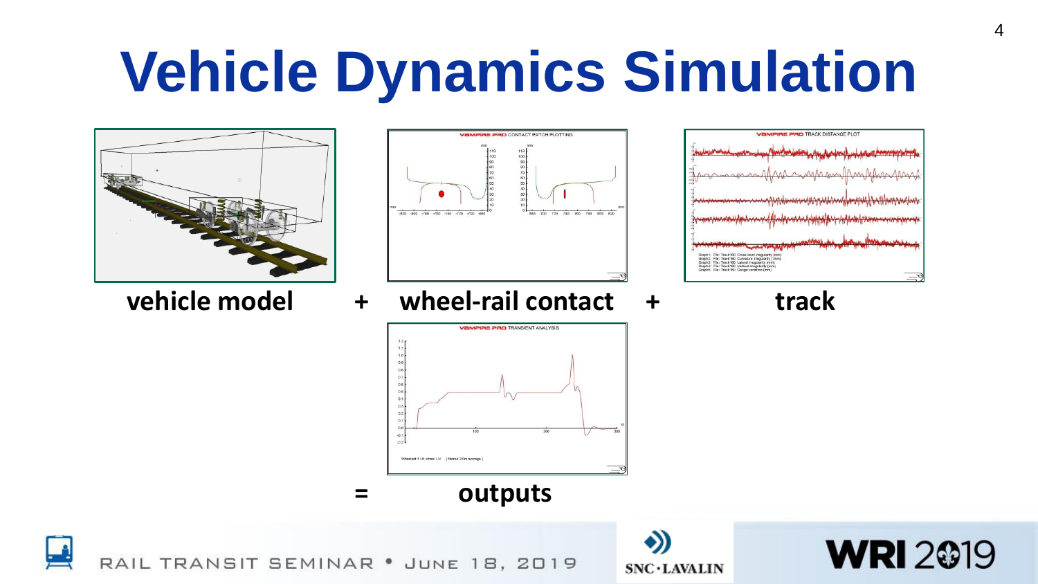# Vehicle Dynamics Simulation

**vehicle model** + **wheel-rail contact** + **track**

= **outputs**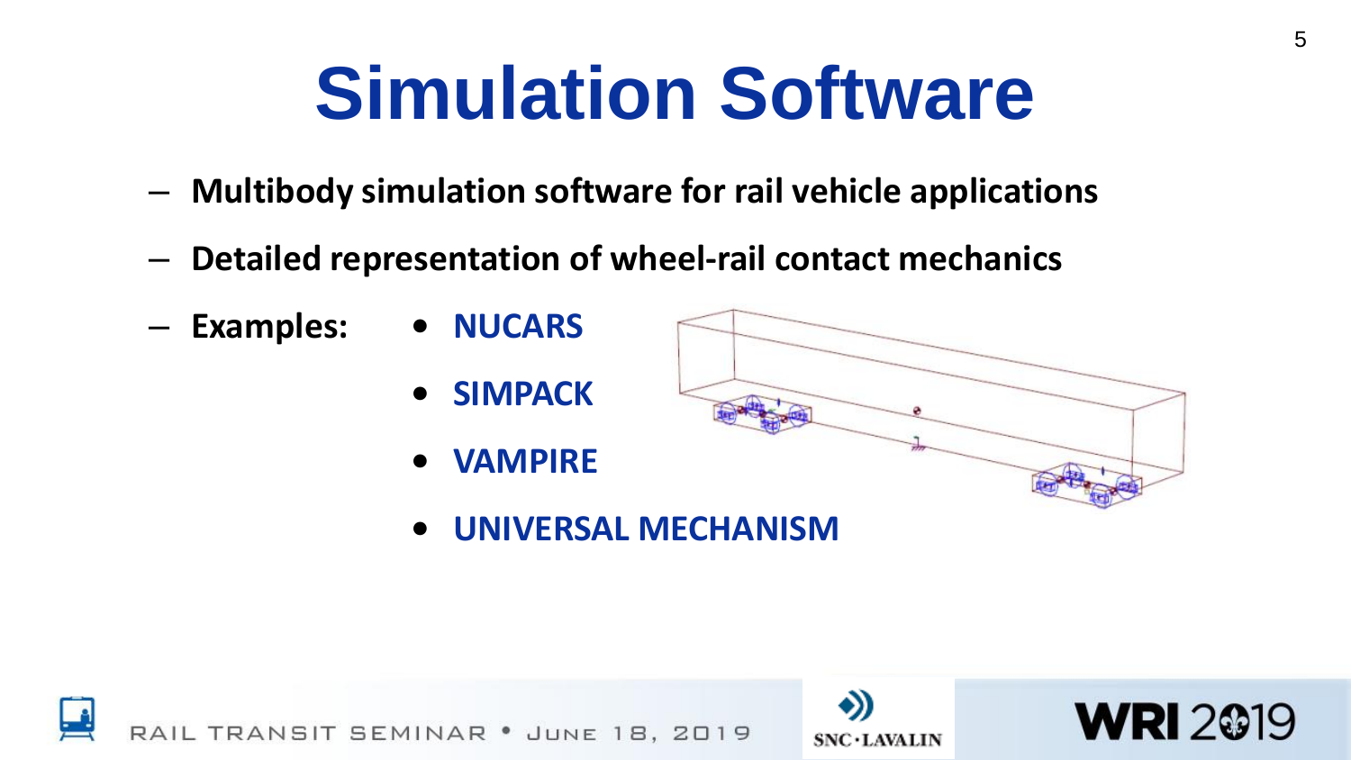# Simulation Software

- **Multibody simulation software for rail vehicle applications**
- **Detailed representation of wheel-rail contact mechanics**
- **Examples:**
  - **NUCARS**
  - **SIMPACK**
  - **VAMPIRE**
  - **UNIVERSAL MECHANISM**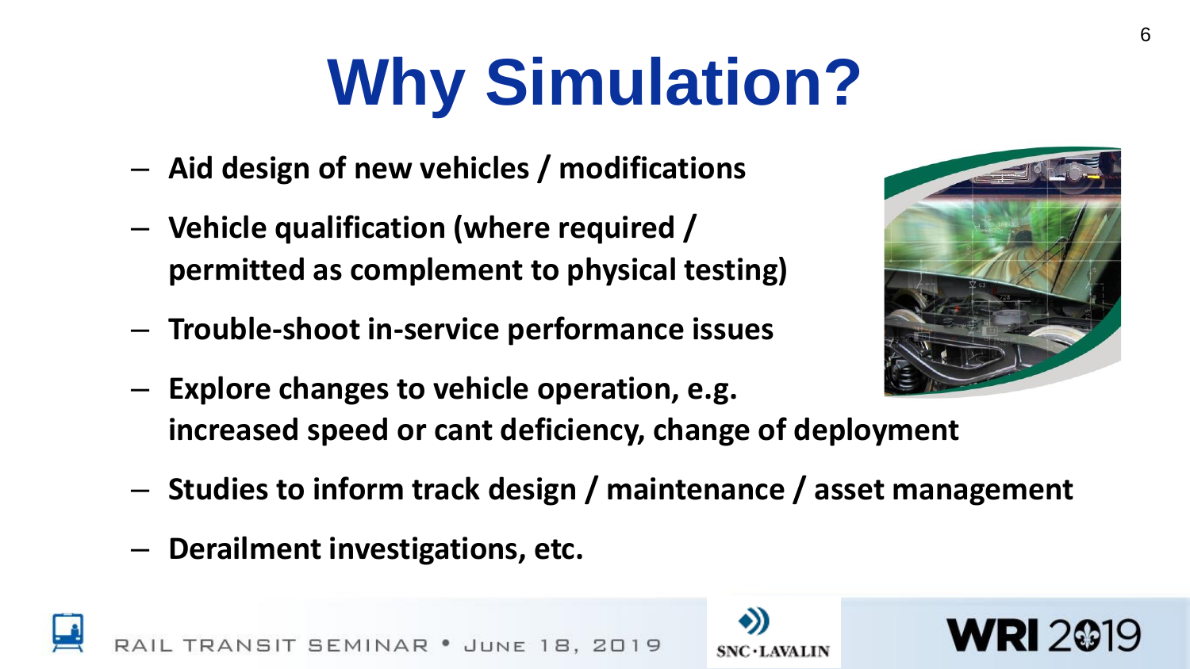# Why Simulation?

- **Aid design of new vehicles / modifications**
- **Vehicle qualification (where required / permitted as complement to physical testing)**
- **Trouble-shoot in-service performance issues**
- **Explore changes to vehicle operation, e.g. increased speed or cant deficiency, change of deployment**
- **Studies to inform track design / maintenance / asset management**
- **Derailment investigations, etc.**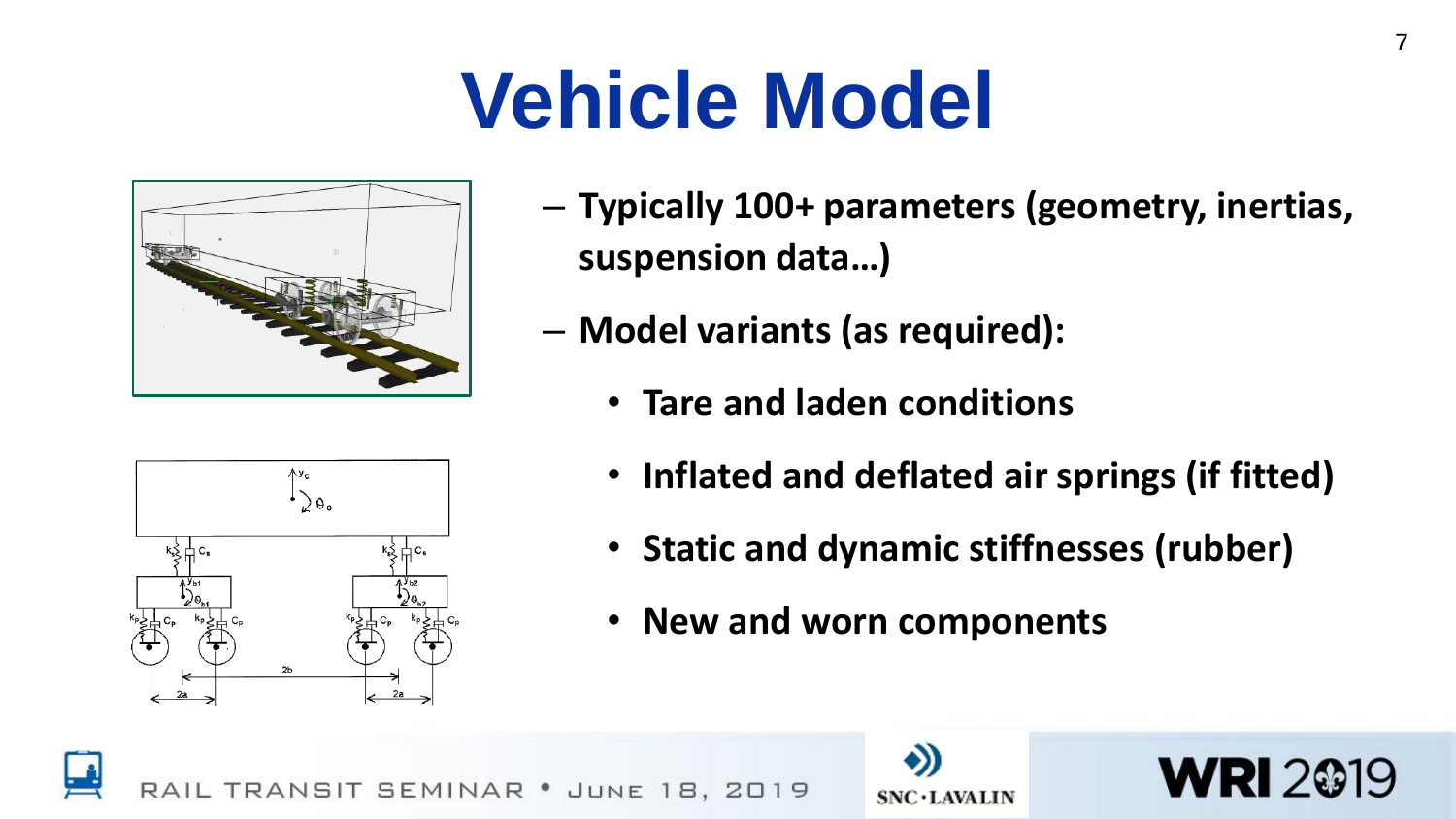# Vehicle Model

- Typically 100+ parameters (geometry, inertias, suspension data…)
- Model variants (as required):
  - Tare and laden conditions
  - Inflated and deflated air springs (if fitted)
  - Static and dynamic stiffnesses (rubber)
  - New and worn components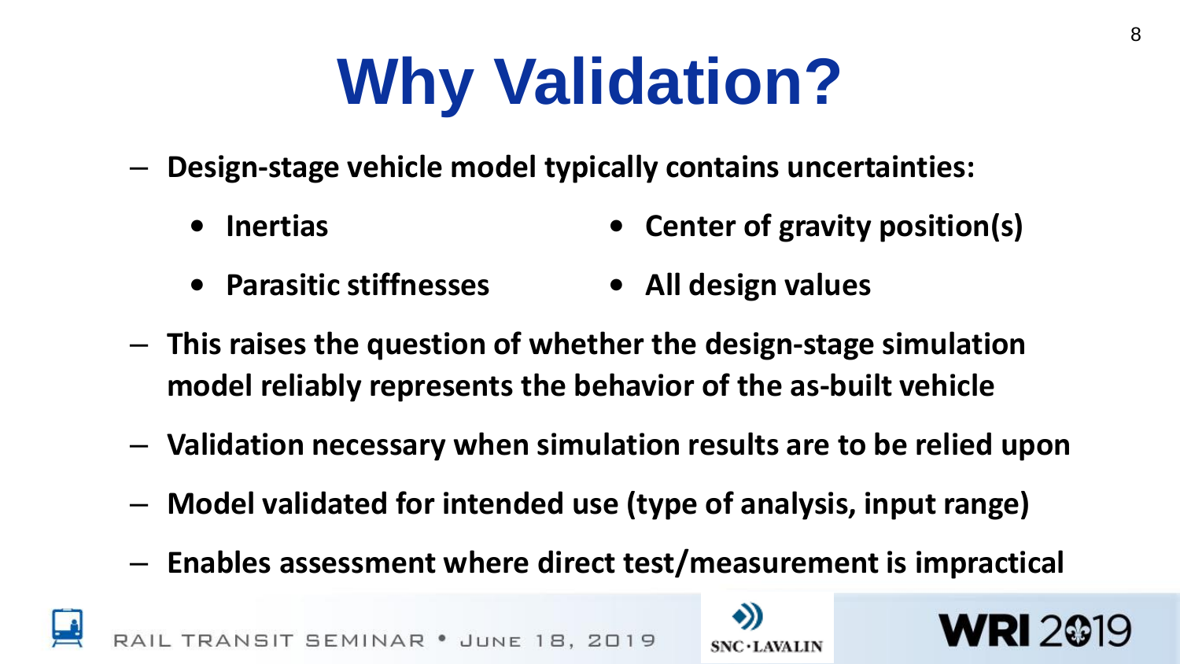# Why Validation?

- Design-stage vehicle model typically contains uncertainties:
  - Inertias
  - Center of gravity position(s)
  - Parasitic stiffnesses
  - All design values
- This raises the question of whether the design-stage simulation model reliably represents the behavior of the as-built vehicle
- Validation necessary when simulation results are to be relied upon
- Model validated for intended use (type of analysis, input range)
- Enables assessment where direct test/measurement is impractical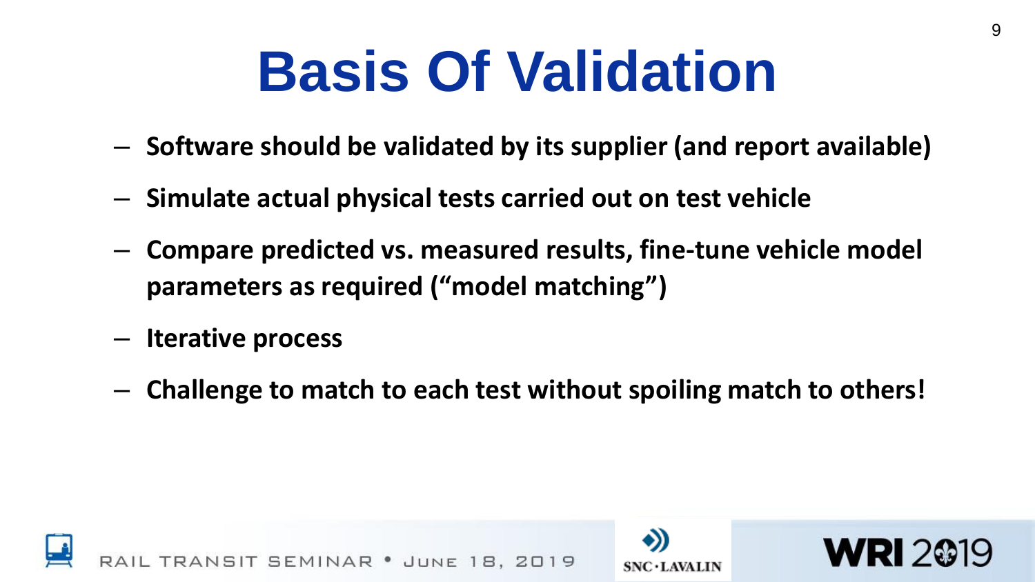# Basis Of Validation

- **Software should be validated by its supplier (and report available)**
- **Simulate actual physical tests carried out on test vehicle**
- **Compare predicted vs. measured results, fine-tune vehicle model parameters as required ("model matching")**
- **Iterative process**
- **Challenge to match to each test without spoiling match to others!**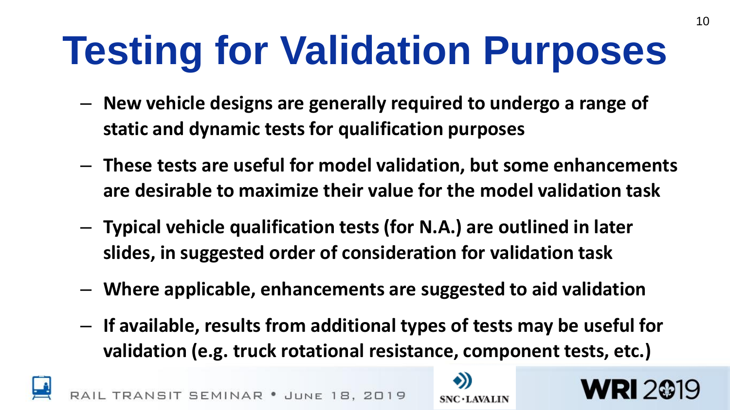# Testing for Validation Purposes

- **New vehicle designs are generally required to undergo a range of static and dynamic tests for qualification purposes**
- **These tests are useful for model validation, but some enhancements are desirable to maximize their value for the model validation task**
- **Typical vehicle qualification tests (for N.A.) are outlined in later slides, in suggested order of consideration for validation task**
- **Where applicable, enhancements are suggested to aid validation**
- **If available, results from additional types of tests may be useful for validation (e.g. truck rotational resistance, component tests, etc.)**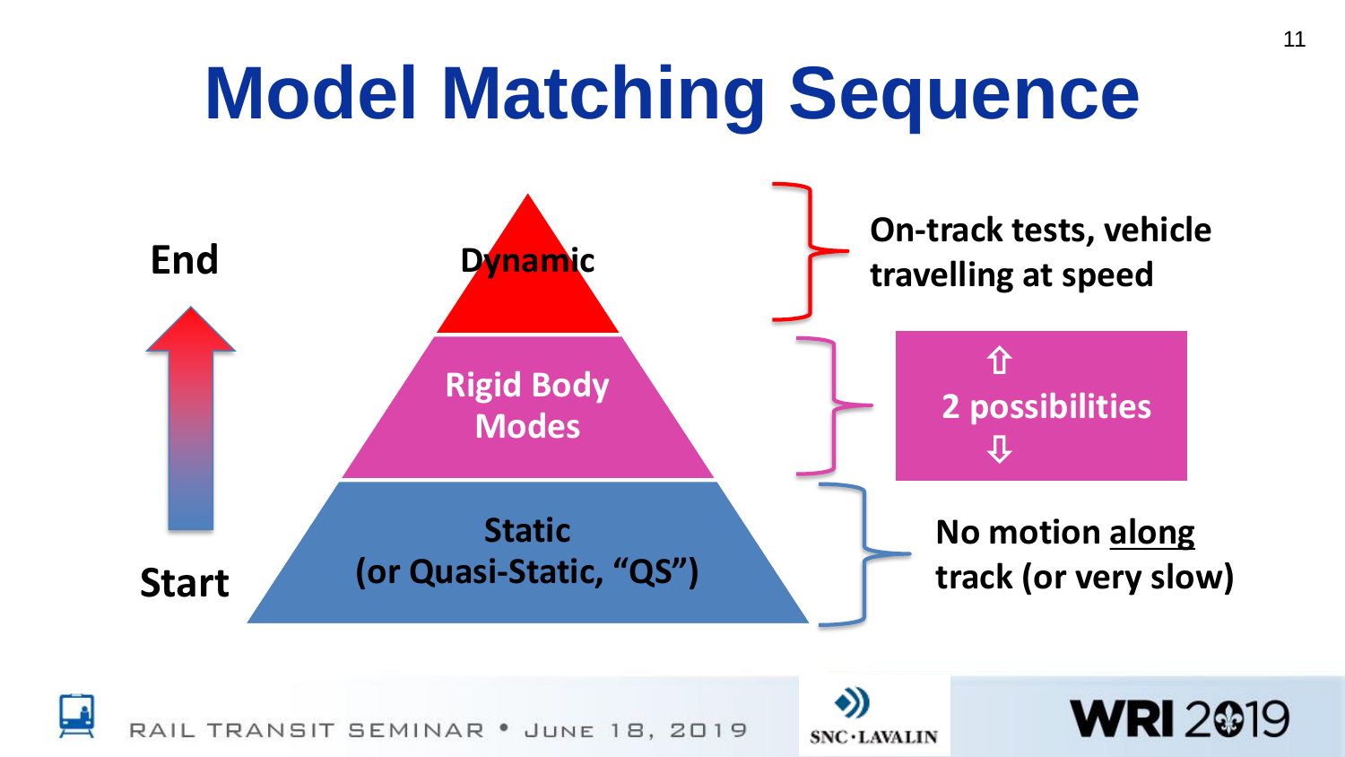# Model Matching Sequence

End

Start

Dynamic

Rigid Body Modes

Static (or Quasi-Static, "QS")

On-track tests, vehicle travelling at speed

⇧ 2 possibilities ⇩

No motion along track (or very slow)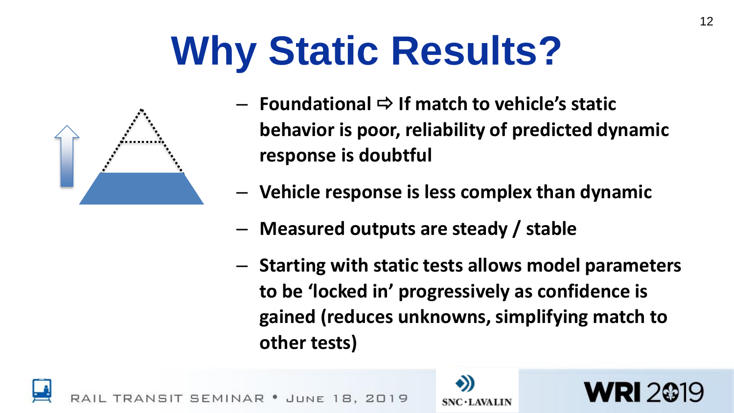# Why Static Results?

- **Foundational ⇨ If match to vehicle's static behavior is poor, reliability of predicted dynamic response is doubtful**
- **Vehicle response is less complex than dynamic**
- **Measured outputs are steady / stable**
- **Starting with static tests allows model parameters to be 'locked in' progressively as confidence is gained (reduces unknowns, simplifying match to other tests)**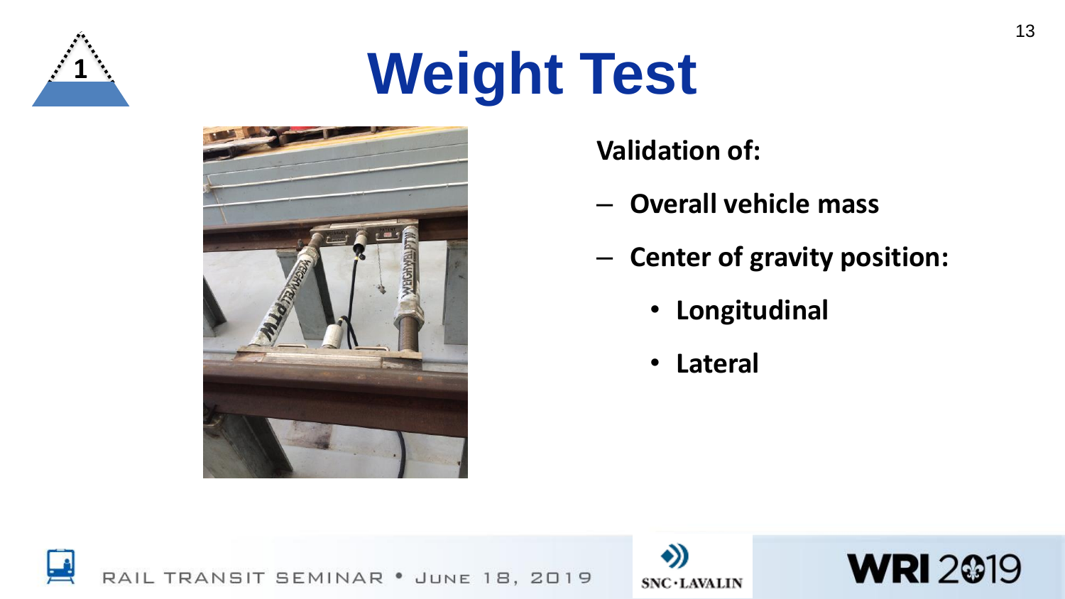# Weight Test

**Validation of:**

- **Overall vehicle mass**
- **Center of gravity position:**
  - **Longitudinal**
  - **Lateral**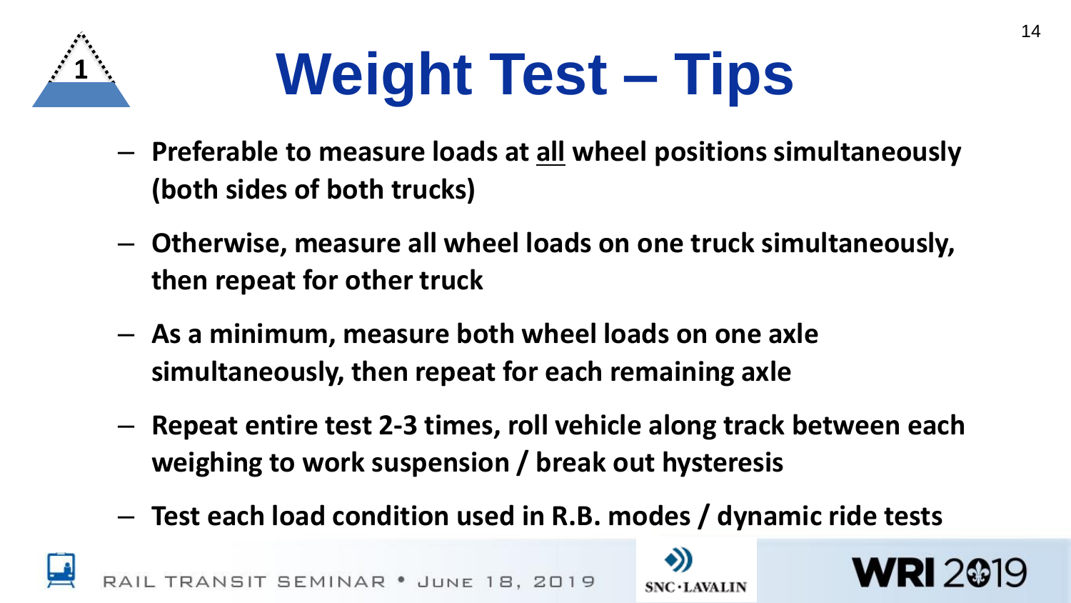# Weight Test – Tips

- Preferable to measure loads at all wheel positions simultaneously (both sides of both trucks)
- Otherwise, measure all wheel loads on one truck simultaneously, then repeat for other truck
- As a minimum, measure both wheel loads on one axle simultaneously, then repeat for each remaining axle
- Repeat entire test 2-3 times, roll vehicle along track between each weighing to work suspension / break out hysteresis
- Test each load condition used in R.B. modes / dynamic ride tests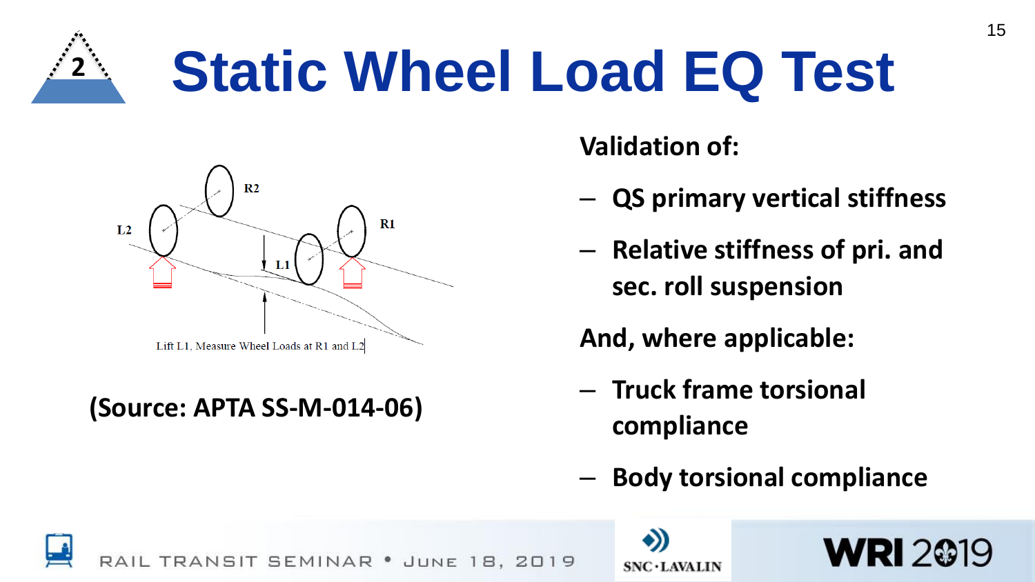# Static Wheel Load EQ Test

Lift L1, Measure Wheel Loads at R1 and L2

**(Source: APTA SS-M-014-06)**

**Validation of:**

- **QS primary vertical stiffness**
- **Relative stiffness of pri. and sec. roll suspension**

**And, where applicable:**

- **Truck frame torsional compliance**
- **Body torsional compliance**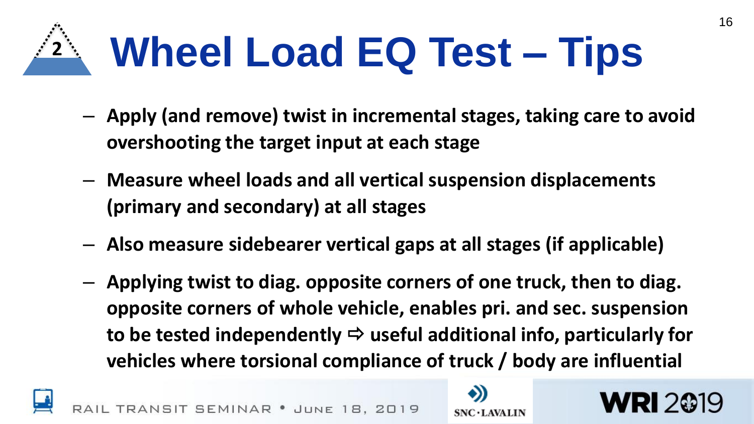# Wheel Load EQ Test – Tips

- **Apply (and remove) twist in incremental stages, taking care to avoid overshooting the target input at each stage**
- **Measure wheel loads and all vertical suspension displacements (primary and secondary) at all stages**
- **Also measure sidebearer vertical gaps at all stages (if applicable)**
- **Applying twist to diag. opposite corners of one truck, then to diag. opposite corners of whole vehicle, enables pri. and sec. suspension to be tested independently ⇨ useful additional info, particularly for vehicles where torsional compliance of truck / body are influential**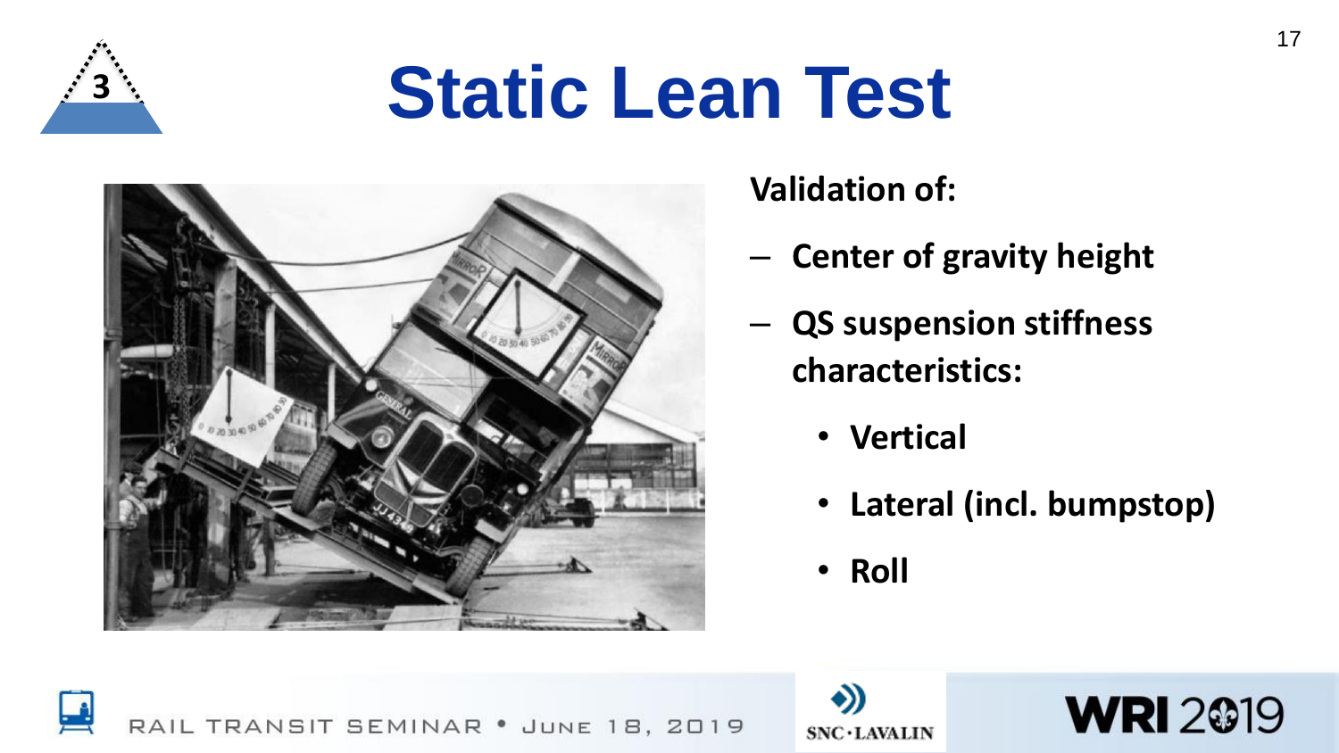# Static Lean Test

**Validation of:**

- **Center of gravity height**
- **QS suspension stiffness characteristics:**
  - **Vertical**
  - **Lateral (incl. bumpstop)**
  - **Roll**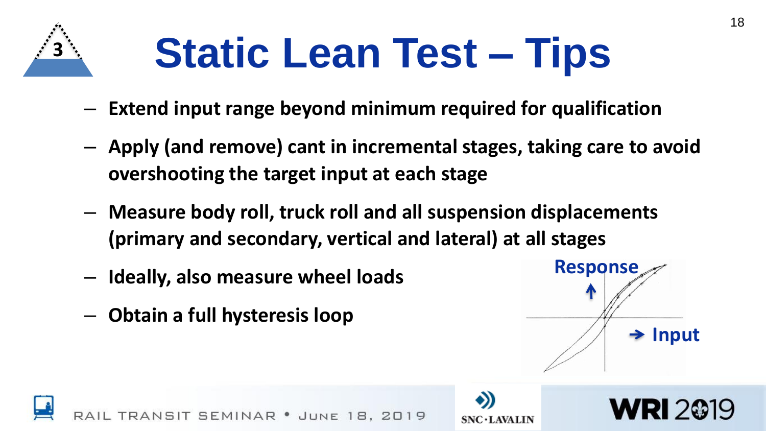# Static Lean Test – Tips

- **Extend input range beyond minimum required for qualification**
- **Apply (and remove) cant in incremental stages, taking care to avoid overshooting the target input at each stage**
- **Measure body roll, truck roll and all suspension displacements (primary and secondary, vertical and lateral) at all stages**
- **Ideally, also measure wheel loads**
- **Obtain a full hysteresis loop**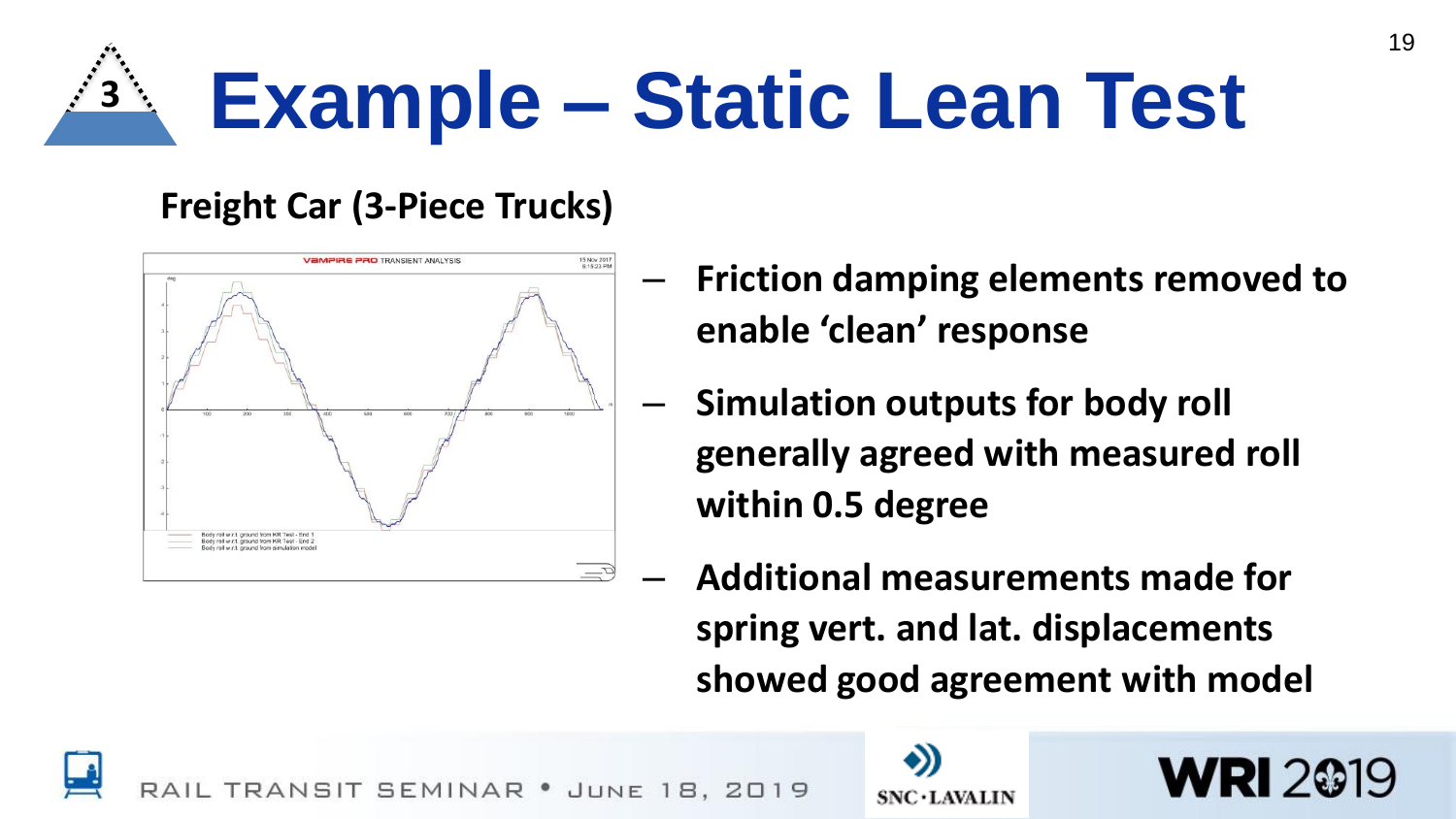# Example – Static Lean Test

**Freight Car (3-Piece Trucks)**

- **Friction damping elements removed to enable 'clean' response**
- **Simulation outputs for body roll generally agreed with measured roll within 0.5 degree**
- **Additional measurements made for spring vert. and lat. displacements showed good agreement with model**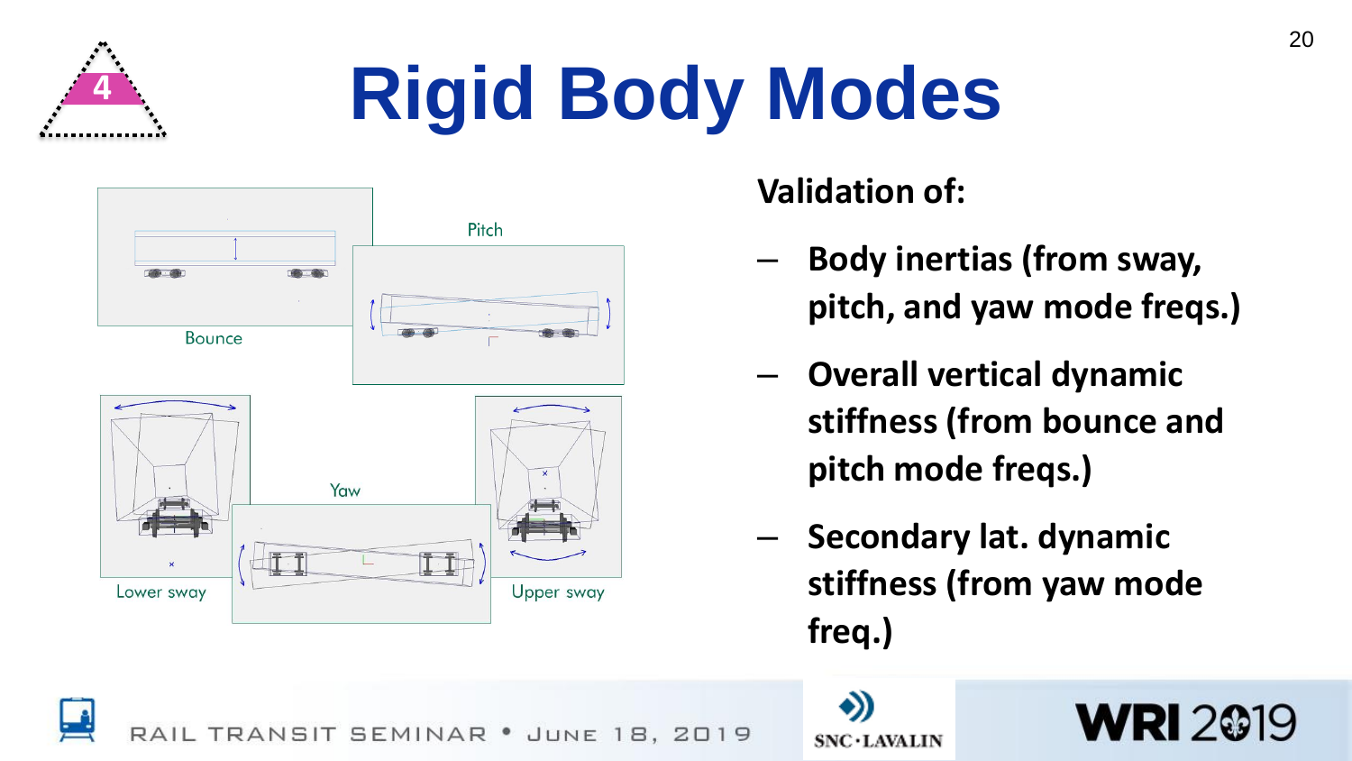# Rigid Body Modes

Bounce

Pitch

Lower sway

Yaw

Upper sway

**Validation of:**

- **Body inertias (from sway, pitch, and yaw mode freqs.)**
- **Overall vertical dynamic stiffness (from bounce and pitch mode freqs.)**
- **Secondary lat. dynamic stiffness (from yaw mode freq.)**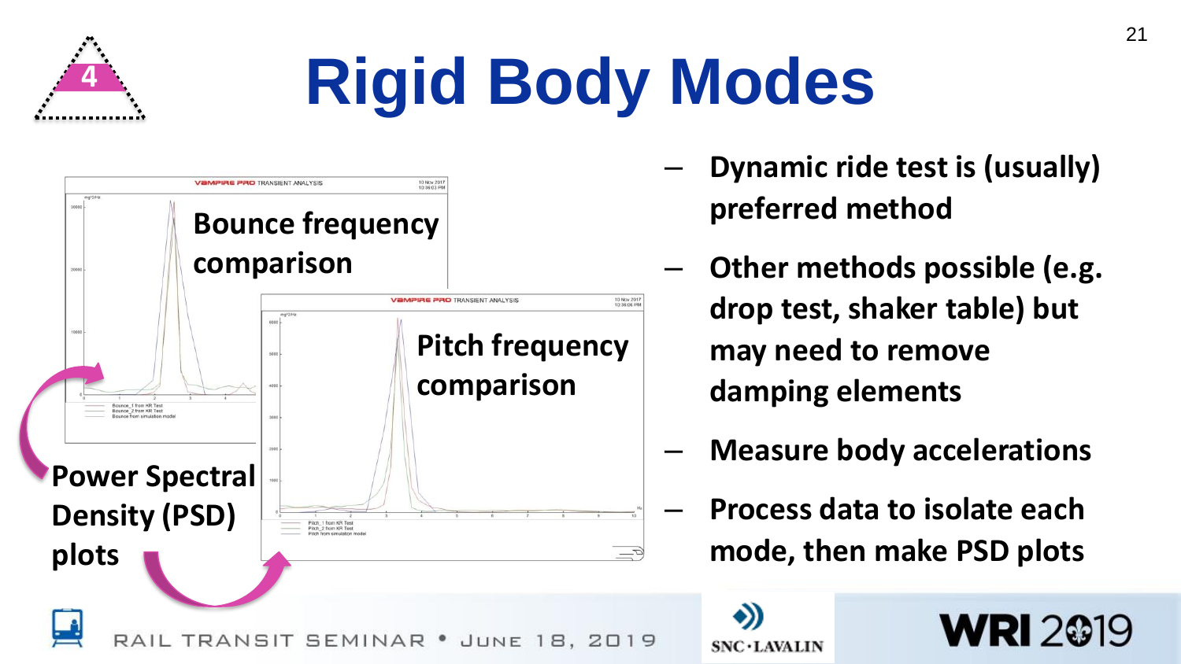# Rigid Body Modes

Bounce frequency comparison

Pitch frequency comparison

Power Spectral Density (PSD) plots

- Dynamic ride test is (usually) preferred method
- Other methods possible (e.g. drop test, shaker table) but may need to remove damping elements
- Measure body accelerations
- Process data to isolate each mode, then make PSD plots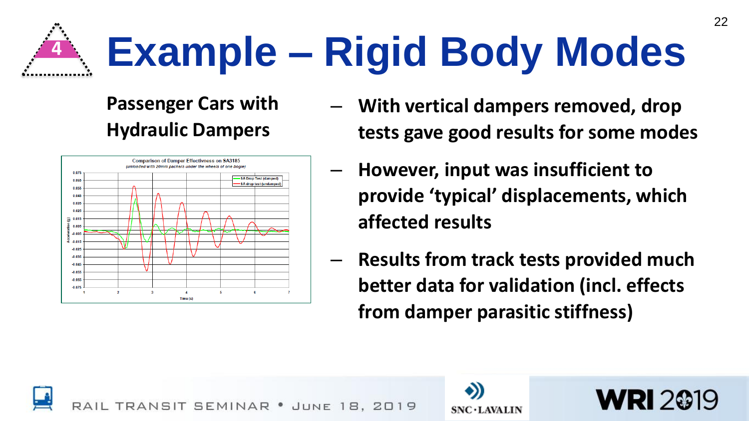# Example – Rigid Body Modes

**Passenger Cars with Hydraulic Dampers**

Comparison of Damper Effectivness on SA3185
*(unloaded with 20mm packers under the wheels of one bogie)*

- **With vertical dampers removed, drop tests gave good results for some modes**
- **However, input was insufficient to provide 'typical' displacements, which affected results**
- **Results from track tests provided much better data for validation (incl. effects from damper parasitic stiffness)**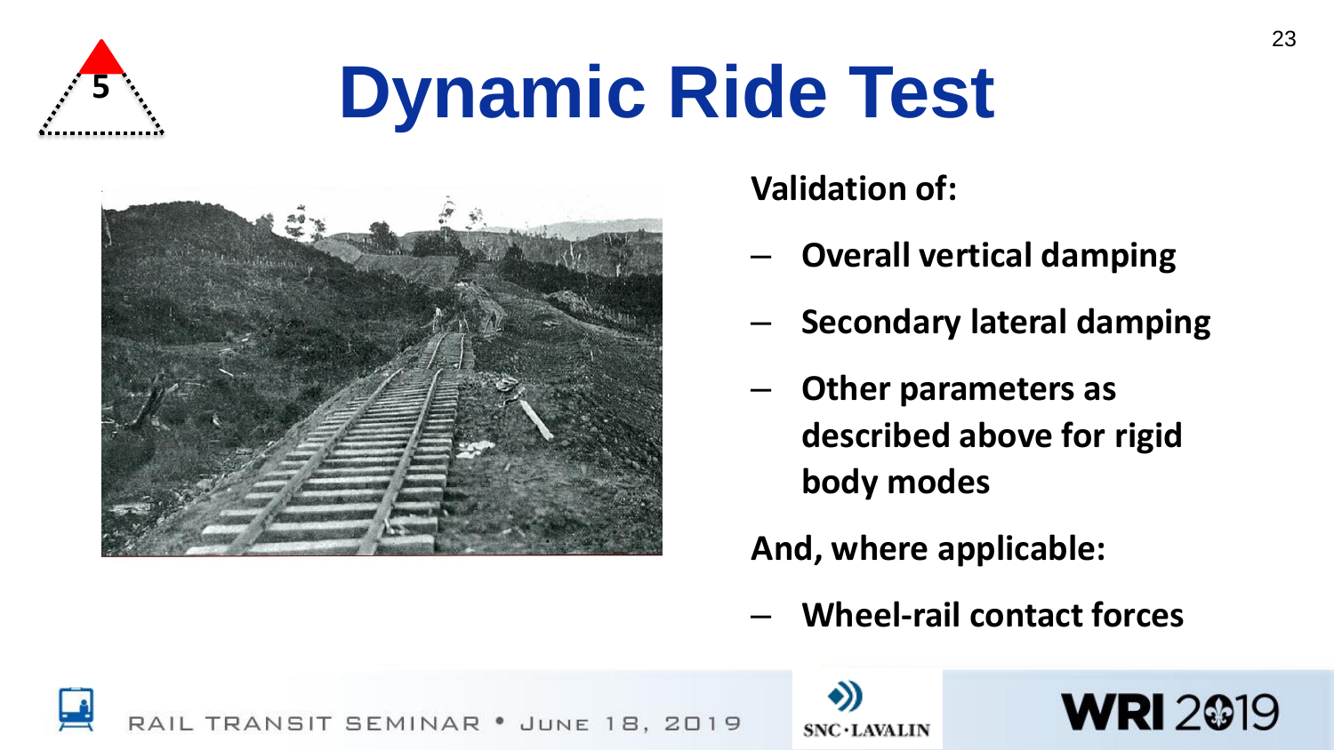# Dynamic Ride Test

**Validation of:**

- **Overall vertical damping**
- **Secondary lateral damping**
- **Other parameters as described above for rigid body modes**

**And, where applicable:**

- **Wheel-rail contact forces**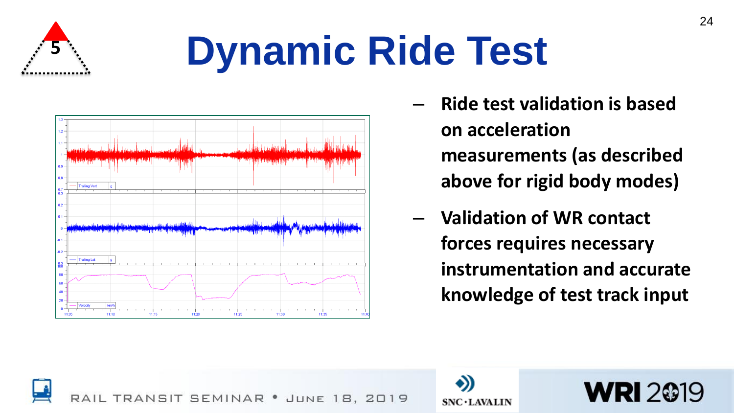# Dynamic Ride Test

- Ride test validation is based on acceleration measurements (as described above for rigid body modes)
- Validation of WR contact forces requires necessary instrumentation and accurate knowledge of test track input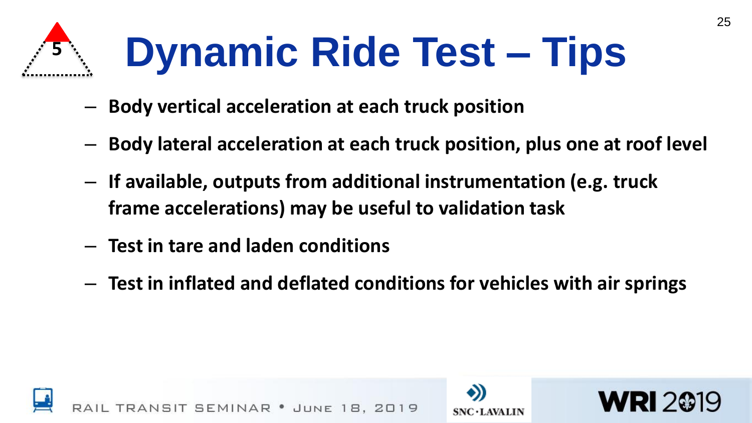# Dynamic Ride Test – Tips

- **Body vertical acceleration at each truck position**
- **Body lateral acceleration at each truck position, plus one at roof level**
- **If available, outputs from additional instrumentation (e.g. truck frame accelerations) may be useful to validation task**
- **Test in tare and laden conditions**
- **Test in inflated and deflated conditions for vehicles with air springs**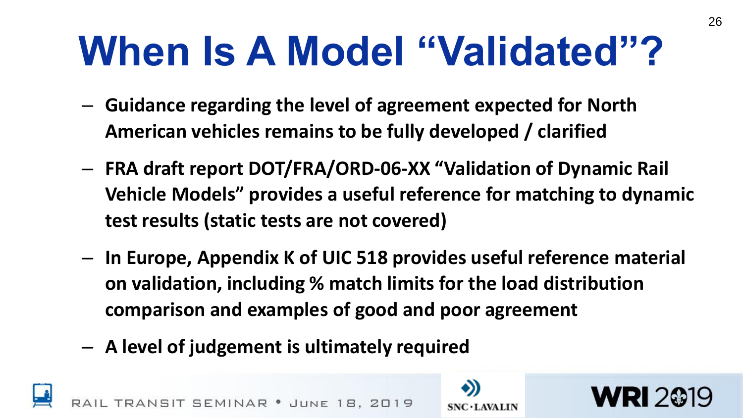# When Is A Model "Validated"?

- **Guidance regarding the level of agreement expected for North American vehicles remains to be fully developed / clarified**
- **FRA draft report DOT/FRA/ORD-06-XX "Validation of Dynamic Rail Vehicle Models" provides a useful reference for matching to dynamic test results (static tests are not covered)**
- **In Europe, Appendix K of UIC 518 provides useful reference material on validation, including % match limits for the load distribution comparison and examples of good and poor agreement**
- **A level of judgement is ultimately required**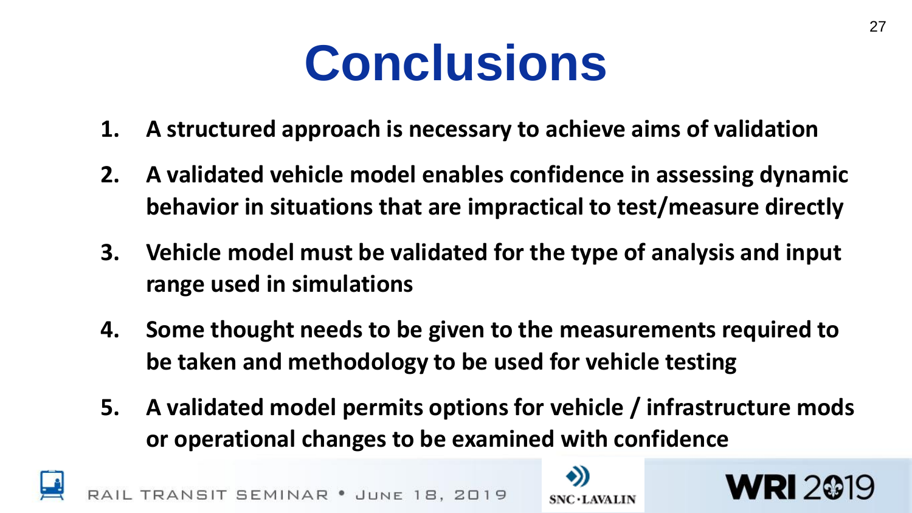# Conclusions

1. **A structured approach is necessary to achieve aims of validation**
2. **A validated vehicle model enables confidence in assessing dynamic behavior in situations that are impractical to test/measure directly**
3. **Vehicle model must be validated for the type of analysis and input range used in simulations**
4. **Some thought needs to be given to the measurements required to be taken and methodology to be used for vehicle testing**
5. **A validated model permits options for vehicle / infrastructure mods or operational changes to be examined with confidence**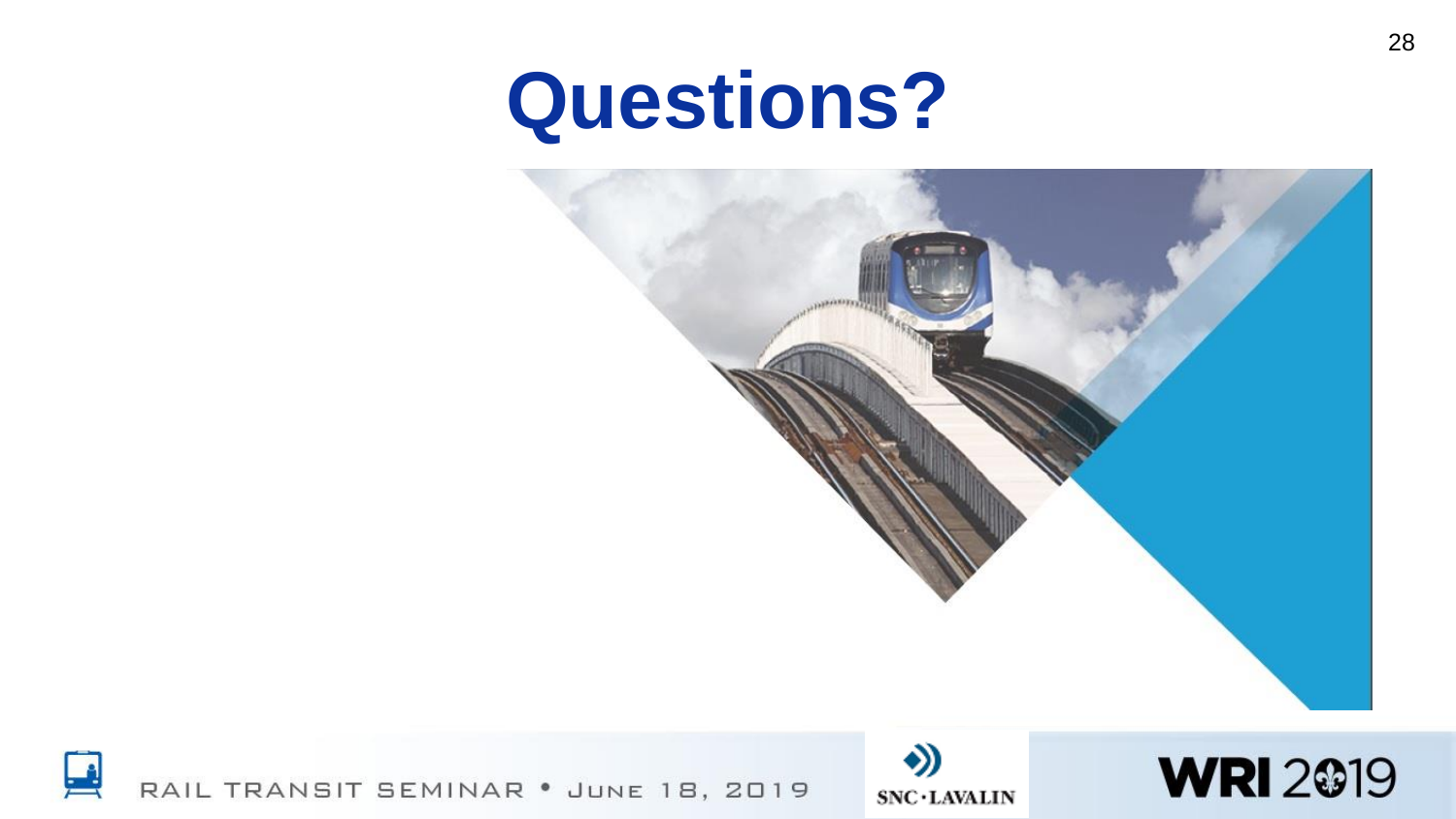# Questions?